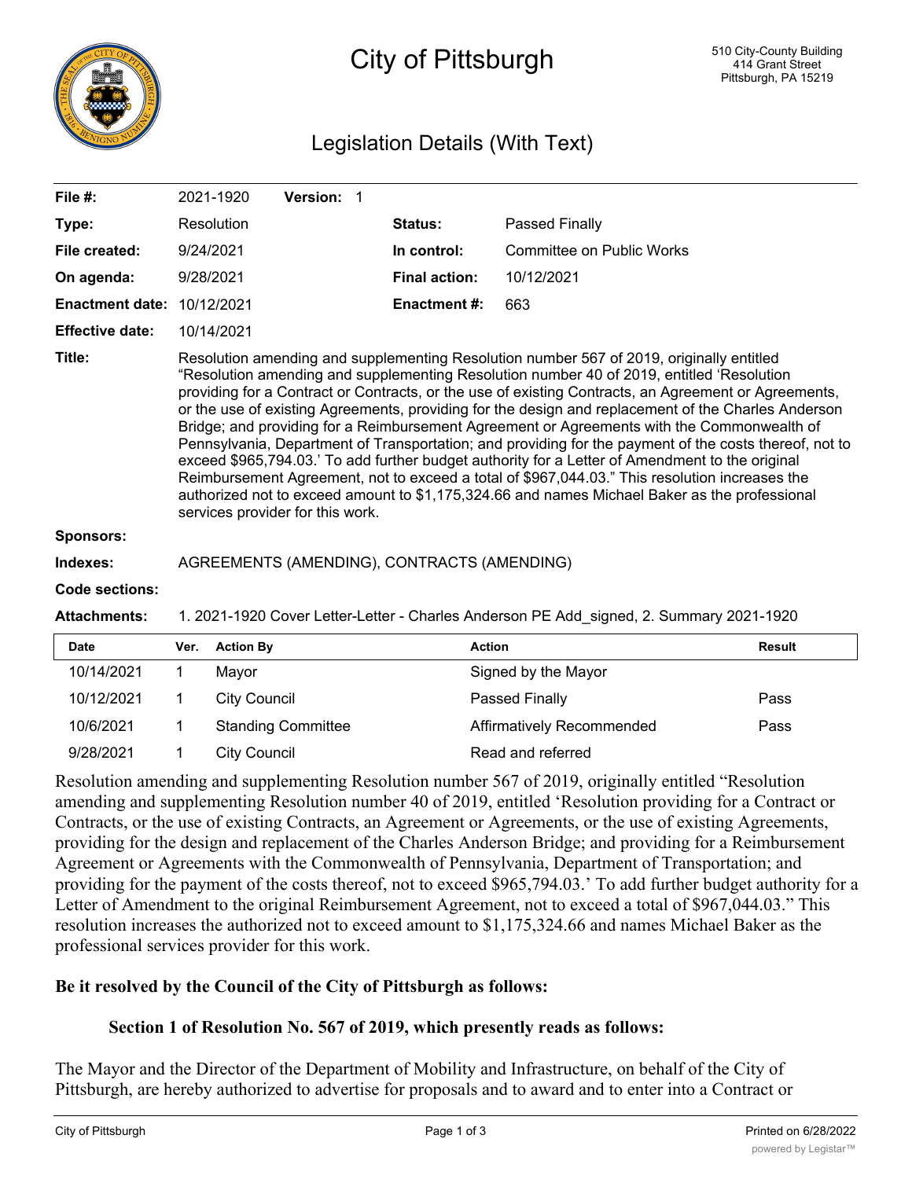# City of Pittsburgh

510 City-County Building
414 Grant Street
Pittsburgh, PA 15219

## Legislation Details (With Text)

| | | | |
|---|---|---|---|
| **File #:** | 2021-1920 **Version:** 1 | | |
| **Type:** | Resolution | **Status:** | Passed Finally |
| **File created:** | 9/24/2021 | **In control:** | Committee on Public Works |
| **On agenda:** | 9/28/2021 | **Final action:** | 10/12/2021 |
| **Enactment date:** | 10/12/2021 | **Enactment #:** | 663 |
| **Effective date:** | 10/14/2021 | | |

**Title:** Resolution amending and supplementing Resolution number 567 of 2019, originally entitled "Resolution amending and supplementing Resolution number 40 of 2019, entitled 'Resolution providing for a Contract or Contracts, or the use of existing Contracts, an Agreement or Agreements, or the use of existing Agreements, providing for the design and replacement of the Charles Anderson Bridge; and providing for a Reimbursement Agreement or Agreements with the Commonwealth of Pennsylvania, Department of Transportation; and providing for the payment of the costs thereof, not to exceed $965,794.03.' To add further budget authority for a Letter of Amendment to the original Reimbursement Agreement, not to exceed a total of $967,044.03." This resolution increases the authorized not to exceed amount to $1,175,324.66 and names Michael Baker as the professional services provider for this work.

**Sponsors:**

**Indexes:** AGREEMENTS (AMENDING), CONTRACTS (AMENDING)

**Code sections:**

**Attachments:** 1. 2021-1920 Cover Letter-Letter - Charles Anderson PE Add_signed, 2. Summary 2021-1920

| Date | Ver. | Action By | Action | Result |
|---|---|---|---|---|
| 10/14/2021 | 1 | Mayor | Signed by the Mayor | |
| 10/12/2021 | 1 | City Council | Passed Finally | Pass |
| 10/6/2021 | 1 | Standing Committee | Affirmatively Recommended | Pass |
| 9/28/2021 | 1 | City Council | Read and referred | |

Resolution amending and supplementing Resolution number 567 of 2019, originally entitled "Resolution amending and supplementing Resolution number 40 of 2019, entitled 'Resolution providing for a Contract or Contracts, or the use of existing Contracts, an Agreement or Agreements, or the use of existing Agreements, providing for the design and replacement of the Charles Anderson Bridge; and providing for a Reimbursement Agreement or Agreements with the Commonwealth of Pennsylvania, Department of Transportation; and providing for the payment of the costs thereof, not to exceed $965,794.03.' To add further budget authority for a Letter of Amendment to the original Reimbursement Agreement, not to exceed a total of $967,044.03." This resolution increases the authorized not to exceed amount to $1,175,324.66 and names Michael Baker as the professional services provider for this work.

**Be it resolved by the Council of the City of Pittsburgh as follows:**

**Section 1 of Resolution No. 567 of 2019, which presently reads as follows:**

The Mayor and the Director of the Department of Mobility and Infrastructure, on behalf of the City of Pittsburgh, are hereby authorized to advertise for proposals and to award and to enter into a Contract or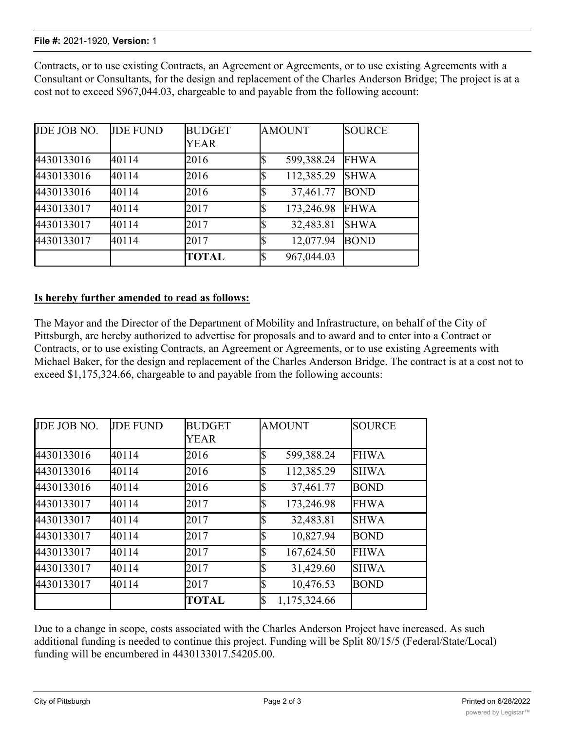Contracts, or to use existing Contracts, an Agreement or Agreements, or to use existing Agreements with a Consultant or Consultants, for the design and replacement of the Charles Anderson Bridge; The project is at a cost not to exceed $967,044.03, chargeable to and payable from the following account:

| JDE JOB NO. | JDE FUND | BUDGET YEAR | AMOUNT | SOURCE |
|---|---|---|---|---|
| 4430133016 | 40114 | 2016 | $ 599,388.24 | FHWA |
| 4430133016 | 40114 | 2016 | $ 112,385.29 | SHWA |
| 4430133016 | 40114 | 2016 | $ 37,461.77 | BOND |
| 4430133017 | 40114 | 2017 | $ 173,246.98 | FHWA |
| 4430133017 | 40114 | 2017 | $ 32,483.81 | SHWA |
| 4430133017 | 40114 | 2017 | $ 12,077.94 | BOND |
| | | **TOTAL** | $ 967,044.03 | |

**Is hereby further amended to read as follows:**

The Mayor and the Director of the Department of Mobility and Infrastructure, on behalf of the City of Pittsburgh, are hereby authorized to advertise for proposals and to award and to enter into a Contract or Contracts, or to use existing Contracts, an Agreement or Agreements, or to use existing Agreements with Michael Baker, for the design and replacement of the Charles Anderson Bridge. The contract is at a cost not to exceed $1,175,324.66, chargeable to and payable from the following accounts:

| JDE JOB NO. | JDE FUND | BUDGET YEAR | AMOUNT | SOURCE |
|---|---|---|---|---|
| 4430133016 | 40114 | 2016 | $ 599,388.24 | FHWA |
| 4430133016 | 40114 | 2016 | $ 112,385.29 | SHWA |
| 4430133016 | 40114 | 2016 | $ 37,461.77 | BOND |
| 4430133017 | 40114 | 2017 | $ 173,246.98 | FHWA |
| 4430133017 | 40114 | 2017 | $ 32,483.81 | SHWA |
| 4430133017 | 40114 | 2017 | $ 10,827.94 | BOND |
| 4430133017 | 40114 | 2017 | $ 167,624.50 | FHWA |
| 4430133017 | 40114 | 2017 | $ 31,429.60 | SHWA |
| 4430133017 | 40114 | 2017 | $ 10,476.53 | BOND |
| | | **TOTAL** | $ 1,175,324.66 | |

Due to a change in scope, costs associated with the Charles Anderson Project have increased. As such additional funding is needed to continue this project. Funding will be Split 80/15/5 (Federal/State/Local) funding will be encumbered in 4430133017.54205.00.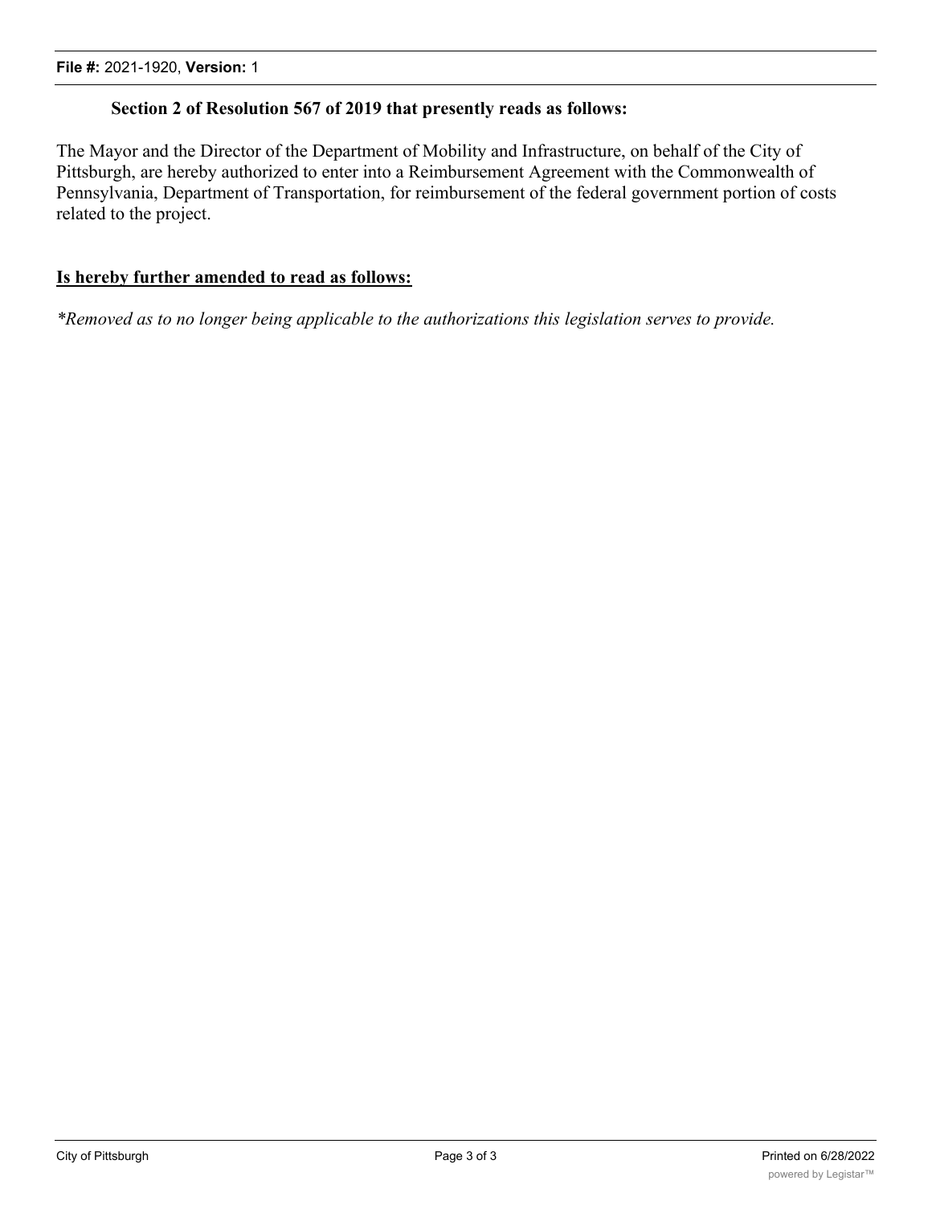**Section 2 of Resolution 567 of 2019 that presently reads as follows:**

The Mayor and the Director of the Department of Mobility and Infrastructure, on behalf of the City of Pittsburgh, are hereby authorized to enter into a Reimbursement Agreement with the Commonwealth of Pennsylvania, Department of Transportation, for reimbursement of the federal government portion of costs related to the project.

**Is hereby further amended to read as follows:**

*\*Removed as to no longer being applicable to the authorizations this legislation serves to provide.*